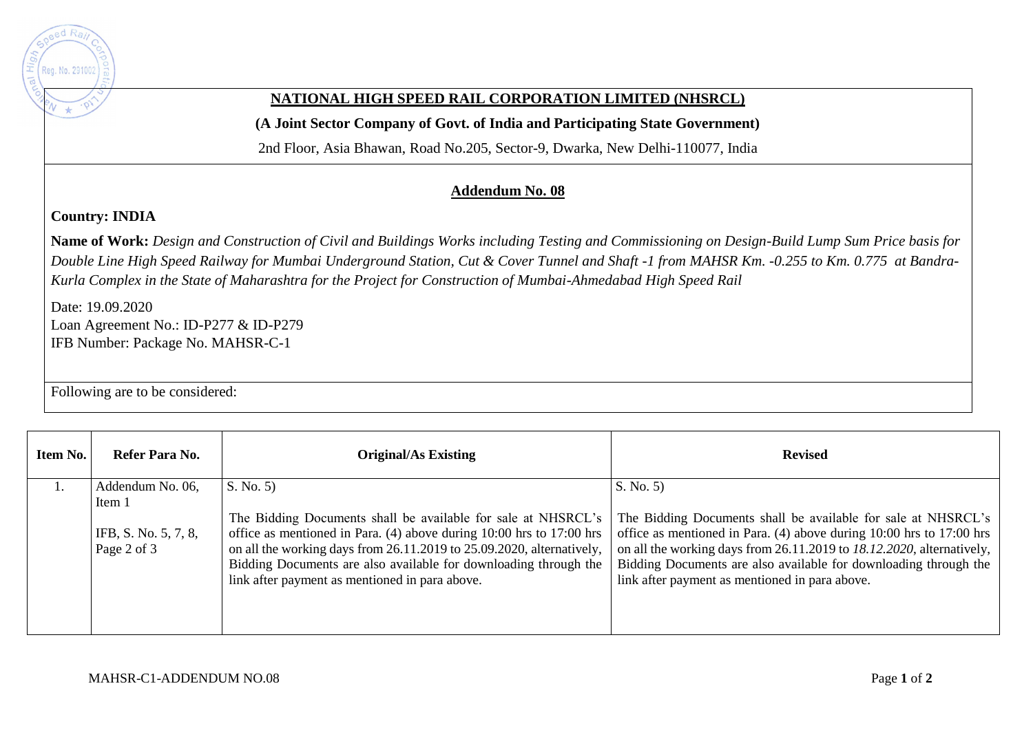# NATIONAL HIGH SPEED RAIL CORPORATION LIMITED (NHSRCL)

**(A Joint Sector Company of Govt. of India and Participating State Government)**

2nd Floor, Asia Bhawan, Road No.205, Sector-9, Dwarka, New Delhi-110077, India

## Addendum No. 08

**Country: INDIA**

**Name of Work:** *Design and Construction of Civil and Buildings Works including Testing and Commissioning on Design-Build Lump Sum Price basis for Double Line High Speed Railway for Mumbai Underground Station, Cut & Cover Tunnel and Shaft -1 from MAHSR Km. -0.255 to Km. 0.775 at Bandra-Kurla Complex in the State of Maharashtra for the Project for Construction of Mumbai-Ahmedabad High Speed Rail*

Date: 19.09.2020
Loan Agreement No.: ID-P277 & ID-P279
IFB Number: Package No. MAHSR-C-1

Following are to be considered:

| Item No. | Refer Para No. | Original/As Existing | Revised |
|---|---|---|---|
| 1. | Addendum No. 06, Item 1<br><br>IFB, S. No. 5, 7, 8, Page 2 of 3 | S. No. 5)<br><br>The Bidding Documents shall be available for sale at NHSRCL's office as mentioned in Para. (4) above during 10:00 hrs to 17:00 hrs on all the working days from 26.11.2019 to 25.09.2020, alternatively, Bidding Documents are also available for downloading through the link after payment as mentioned in para above. | S. No. 5)<br><br>The Bidding Documents shall be available for sale at NHSRCL's office as mentioned in Para. (4) above during 10:00 hrs to 17:00 hrs on all the working days from 26.11.2019 to *18.12.2020*, alternatively, Bidding Documents are also available for downloading through the link after payment as mentioned in para above. |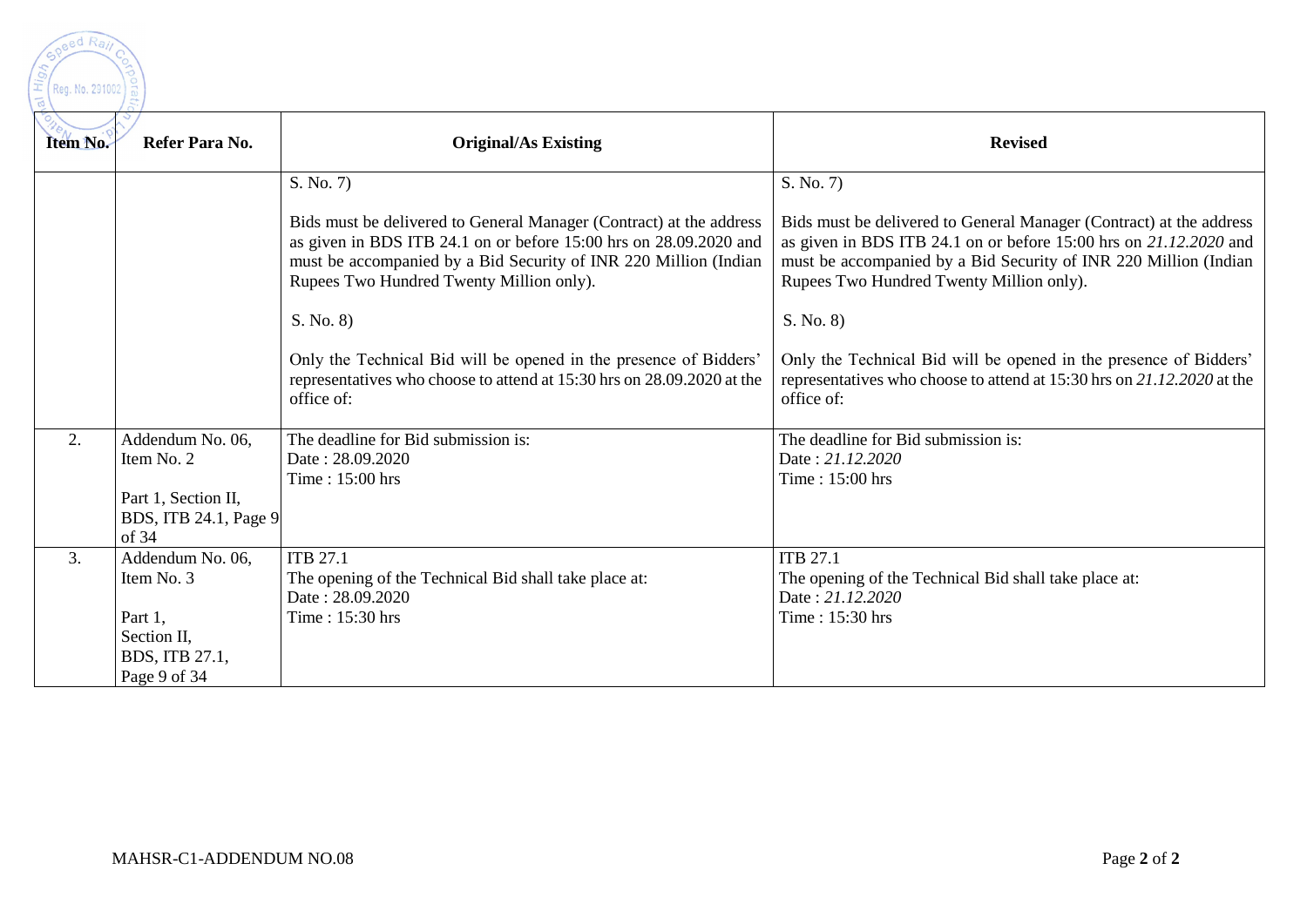| Item No. | Refer Para No. | Original/As Existing | Revised |
|---|---|---|---|
| | | S. No. 7)<br><br>Bids must be delivered to General Manager (Contract) at the address as given in BDS ITB 24.1 on or before 15:00 hrs on 28.09.2020 and must be accompanied by a Bid Security of INR 220 Million (Indian Rupees Two Hundred Twenty Million only).<br><br>S. No. 8)<br><br>Only the Technical Bid will be opened in the presence of Bidders' representatives who choose to attend at 15:30 hrs on 28.09.2020 at the office of: | S. No. 7)<br><br>Bids must be delivered to General Manager (Contract) at the address as given in BDS ITB 24.1 on or before 15:00 hrs on *21.12.2020* and must be accompanied by a Bid Security of INR 220 Million (Indian Rupees Two Hundred Twenty Million only).<br><br>S. No. 8)<br><br>Only the Technical Bid will be opened in the presence of Bidders' representatives who choose to attend at 15:30 hrs on *21.12.2020* at the office of: |
| 2. | Addendum No. 06, Item No. 2<br><br>Part 1, Section II, BDS, ITB 24.1, Page 9 of 34 | The deadline for Bid submission is:<br>Date : 28.09.2020<br>Time : 15:00 hrs | The deadline for Bid submission is:<br>Date : *21.12.2020*<br>Time : 15:00 hrs |
| 3. | Addendum No. 06, Item No. 3<br><br>Part 1, Section II, BDS, ITB 27.1, Page 9 of 34 | ITB 27.1<br>The opening of the Technical Bid shall take place at:<br>Date : 28.09.2020<br>Time : 15:30 hrs | ITB 27.1<br>The opening of the Technical Bid shall take place at:<br>Date : *21.12.2020*<br>Time : 15:30 hrs |

MAHSR-C1-ADDENDUM NO.08